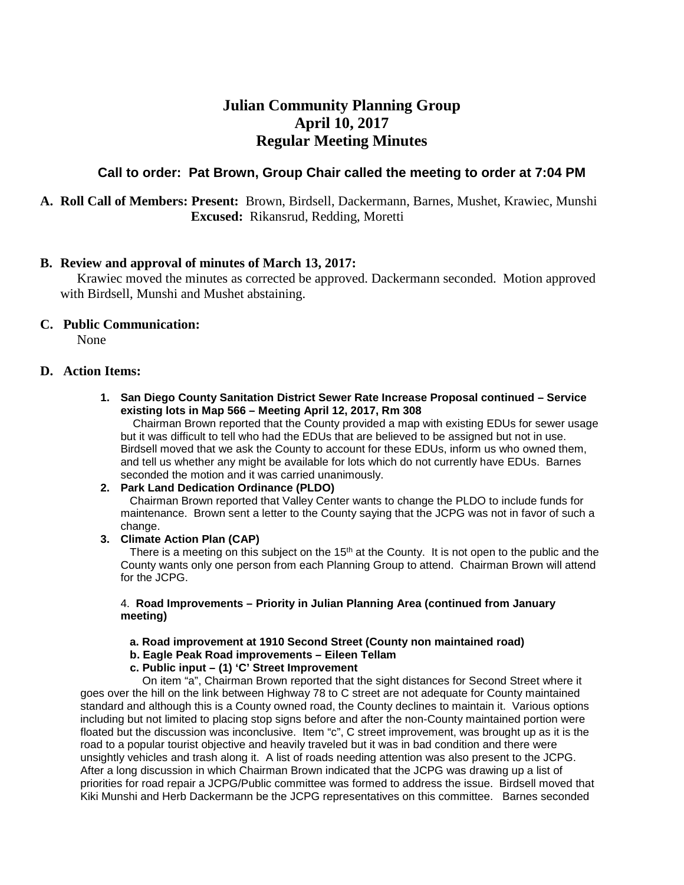# Julian Community Planning Group
# April 10, 2017
# Regular Meeting Minutes

**Call to order: Pat Brown, Group Chair called the meeting to order at 7:04 PM**

**A. Roll Call of Members: Present:** Brown, Birdsell, Dackermann, Barnes, Mushet, Krawiec, Munshi
**Excused:** Rikansrud, Redding, Moretti

**B. Review and approval of minutes of March 13, 2017:**

Krawiec moved the minutes as corrected be approved. Dackermann seconded. Motion approved with Birdsell, Munshi and Mushet abstaining.

**C. Public Communication:**

None

**D. Action Items:**

1. **San Diego County Sanitation District Sewer Rate Increase Proposal continued – Service existing lots in Map 566 – Meeting April 12, 2017, Rm 308**

   Chairman Brown reported that the County provided a map with existing EDUs for sewer usage but it was difficult to tell who had the EDUs that are believed to be assigned but not in use. Birdsell moved that we ask the County to account for these EDUs, inform us who owned them, and tell us whether any might be available for lots which do not currently have EDUs. Barnes seconded the motion and it was carried unanimously.

2. **Park Land Dedication Ordinance (PLDO)**

   Chairman Brown reported that Valley Center wants to change the PLDO to include funds for maintenance. Brown sent a letter to the County saying that the JCPG was not in favor of such a change.

3. **Climate Action Plan (CAP)**

   There is a meeting on this subject on the 15th at the County. It is not open to the public and the County wants only one person from each Planning Group to attend. Chairman Brown will attend for the JCPG.

4. **Road Improvements – Priority in Julian Planning Area (continued from January meeting)**

   **a. Road improvement at 1910 Second Street (County non maintained road)**
   **b. Eagle Peak Road improvements – Eileen Tellam**
   **c. Public input – (1) 'C' Street Improvement**

On item "a", Chairman Brown reported that the sight distances for Second Street where it goes over the hill on the link between Highway 78 to C street are not adequate for County maintained standard and although this is a County owned road, the County declines to maintain it. Various options including but not limited to placing stop signs before and after the non-County maintained portion were floated but the discussion was inconclusive. Item "c", C street improvement, was brought up as it is the road to a popular tourist objective and heavily traveled but it was in bad condition and there were unsightly vehicles and trash along it. A list of roads needing attention was also present to the JCPG. After a long discussion in which Chairman Brown indicated that the JCPG was drawing up a list of priorities for road repair a JCPG/Public committee was formed to address the issue. Birdsell moved that Kiki Munshi and Herb Dackermann be the JCPG representatives on this committee. Barnes seconded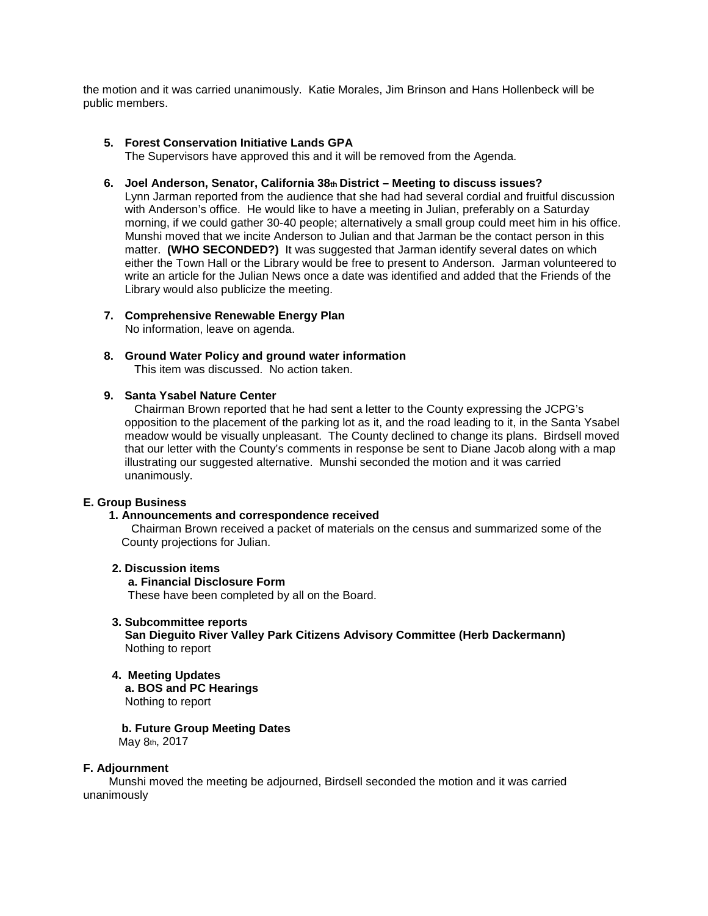the motion and it was carried unanimously. Katie Morales, Jim Brinson and Hans Hollenbeck will be public members.

5. **Forest Conservation Initiative Lands GPA**
   The Supervisors have approved this and it will be removed from the Agenda.

6. **Joel Anderson, Senator, California 38th District – Meeting to discuss issues?**
   Lynn Jarman reported from the audience that she had had several cordial and fruitful discussion with Anderson's office. He would like to have a meeting in Julian, preferably on a Saturday morning, if we could gather 30-40 people; alternatively a small group could meet him in his office. Munshi moved that we incite Anderson to Julian and that Jarman be the contact person in this matter. **(WHO SECONDED?)** It was suggested that Jarman identify several dates on which either the Town Hall or the Library would be free to present to Anderson. Jarman volunteered to write an article for the Julian News once a date was identified and added that the Friends of the Library would also publicize the meeting.

7. **Comprehensive Renewable Energy Plan**
   No information, leave on agenda.

8. **Ground Water Policy and ground water information**
   This item was discussed. No action taken.

9. **Santa Ysabel Nature Center**
   Chairman Brown reported that he had sent a letter to the County expressing the JCPG's opposition to the placement of the parking lot as it, and the road leading to it, in the Santa Ysabel meadow would be visually unpleasant. The County declined to change its plans. Birdsell moved that our letter with the County's comments in response be sent to Diane Jacob along with a map illustrating our suggested alternative. Munshi seconded the motion and it was carried unanimously.

**E. Group Business**

**1. Announcements and correspondence received**
Chairman Brown received a packet of materials on the census and summarized some of the County projections for Julian.

**2. Discussion items**
**a. Financial Disclosure Form**
These have been completed by all on the Board.

**3. Subcommittee reports**
**San Dieguito River Valley Park Citizens Advisory Committee (Herb Dackermann)**
Nothing to report

**4. Meeting Updates**
**a. BOS and PC Hearings**
Nothing to report

**b. Future Group Meeting Dates**
May 8th, 2017

**F. Adjournment**
Munshi moved the meeting be adjourned, Birdsell seconded the motion and it was carried unanimously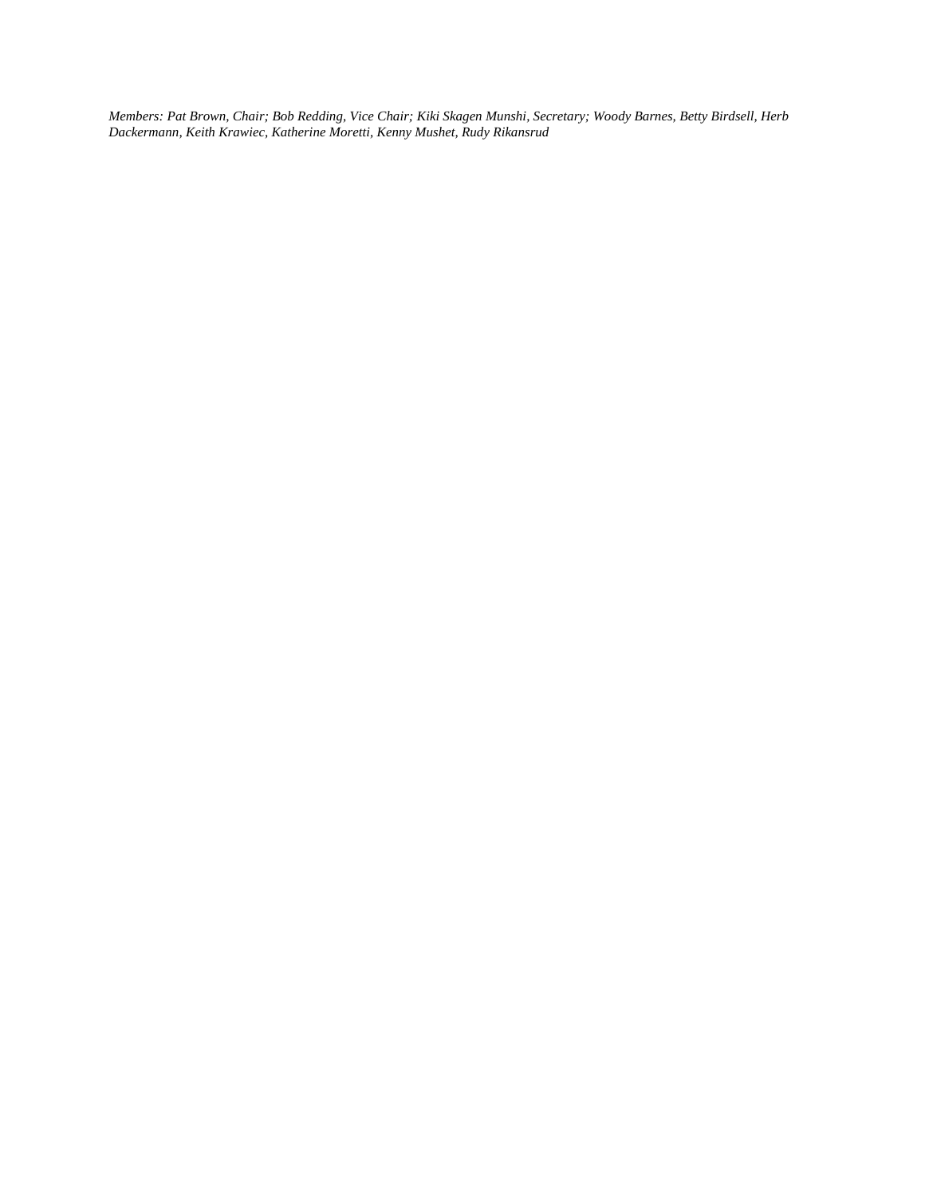*Members: Pat Brown, Chair; Bob Redding, Vice Chair; Kiki Skagen Munshi, Secretary; Woody Barnes, Betty Birdsell, Herb Dackermann, Keith Krawiec, Katherine Moretti, Kenny Mushet, Rudy Rikansrud*